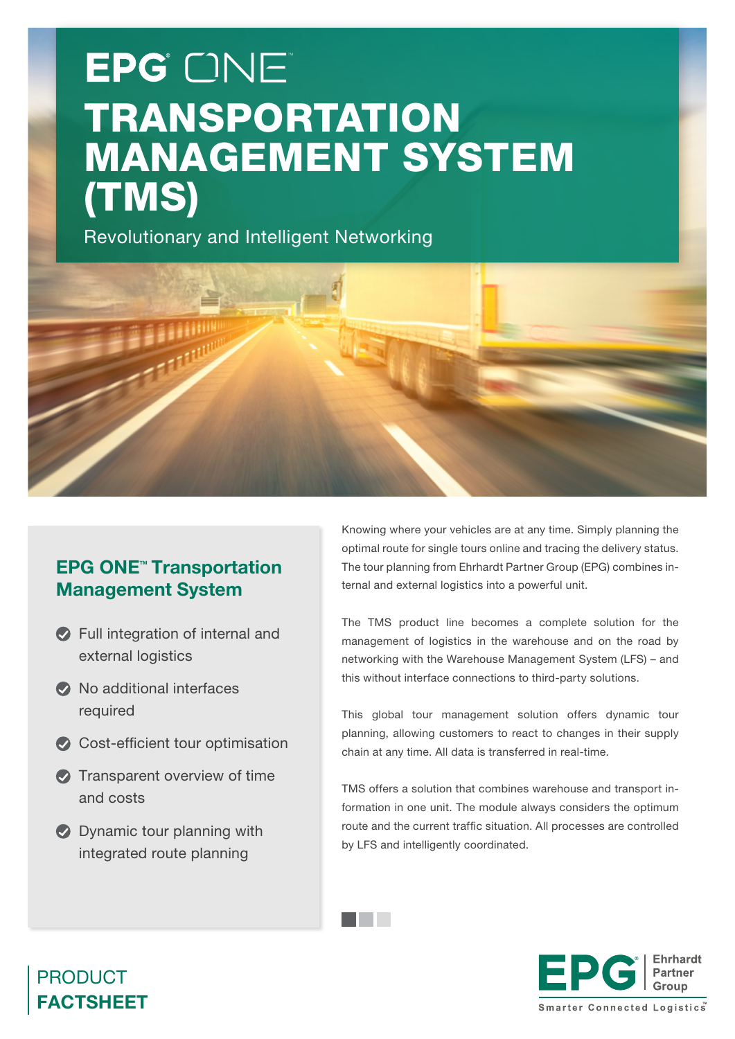# EPG ONE™

# TRANSPORTATION MANAGEMENT SYSTEM (TMS)

Revolutionary and Intelligent Networking

## EPG ONE™ Transportation Management System

- Full integration of internal and external logistics
- No additional interfaces required
- Cost-efficient tour optimisation
- Transparent overview of time and costs
- Dynamic tour planning with integrated route planning

Knowing where your vehicles are at any time. Simply planning the optimal route for single tours online and tracing the delivery status. The tour planning from Ehrhardt Partner Group (EPG) combines internal and external logistics into a powerful unit.

The TMS product line becomes a complete solution for the management of logistics in the warehouse and on the road by networking with the Warehouse Management System (LFS) – and this without interface connections to third-party solutions.

This global tour management solution offers dynamic tour planning, allowing customers to react to changes in their supply chain at any time. All data is transferred in real-time.

TMS offers a solution that combines warehouse and transport information in one unit. The module always considers the optimum route and the current traffic situation. All processes are controlled by LFS and intelligently coordinated.

PRODUCT
**FACTSHEET**

EPG® Ehrhardt Partner Group
Smarter Connected Logistics™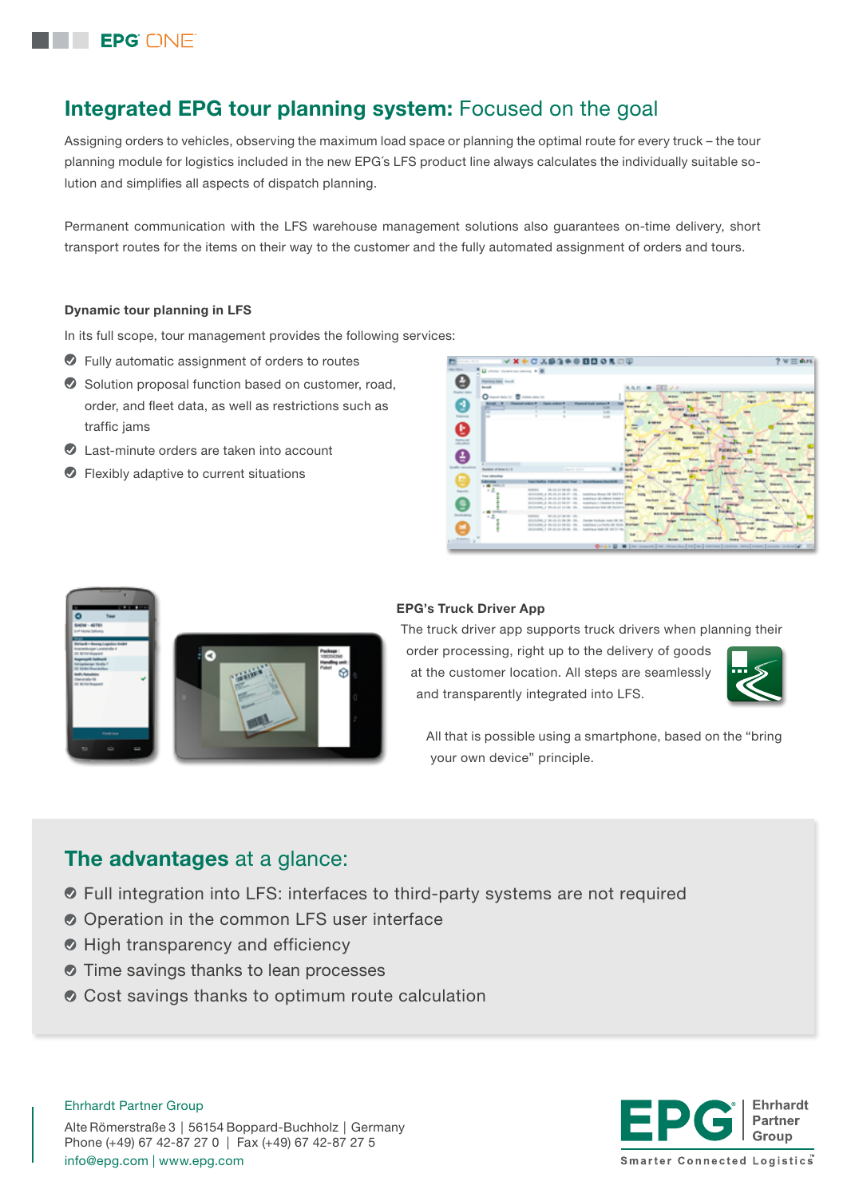## Integrated EPG tour planning system: Focused on the goal

Assigning orders to vehicles, observing the maximum load space or planning the optimal route for every truck – the tour planning module for logistics included in the new EPG´s LFS product line always calculates the individually suitable solution and simplifies all aspects of dispatch planning.

Permanent communication with the LFS warehouse management solutions also guarantees on-time delivery, short transport routes for the items on their way to the customer and the fully automated assignment of orders and tours.

### Dynamic tour planning in LFS

In its full scope, tour management provides the following services:

- Fully automatic assignment of orders to routes
- Solution proposal function based on customer, road, order, and fleet data, as well as restrictions such as traffic jams
- Last-minute orders are taken into account
- Flexibly adaptive to current situations

### EPG's Truck Driver App

The truck driver app supports truck drivers when planning their order processing, right up to the delivery of goods at the customer location. All steps are seamlessly and transparently integrated into LFS.

All that is possible using a smartphone, based on the “bring your own device” principle.

## The advantages at a glance:

- Full integration into LFS: interfaces to third-party systems are not required
- Operation in the common LFS user interface
- High transparency and efficiency
- Time savings thanks to lean processes
- Cost savings thanks to optimum route calculation

Ehrhardt Partner Group

Alte Römerstraße 3 | 56154 Boppard-Buchholz | Germany
Phone (+49) 67 42-87 27 0 | Fax (+49) 67 42-87 27 5
info@epg.com | www.epg.com

EPG Ehrhardt Partner Group
Smarter Connected Logistics™